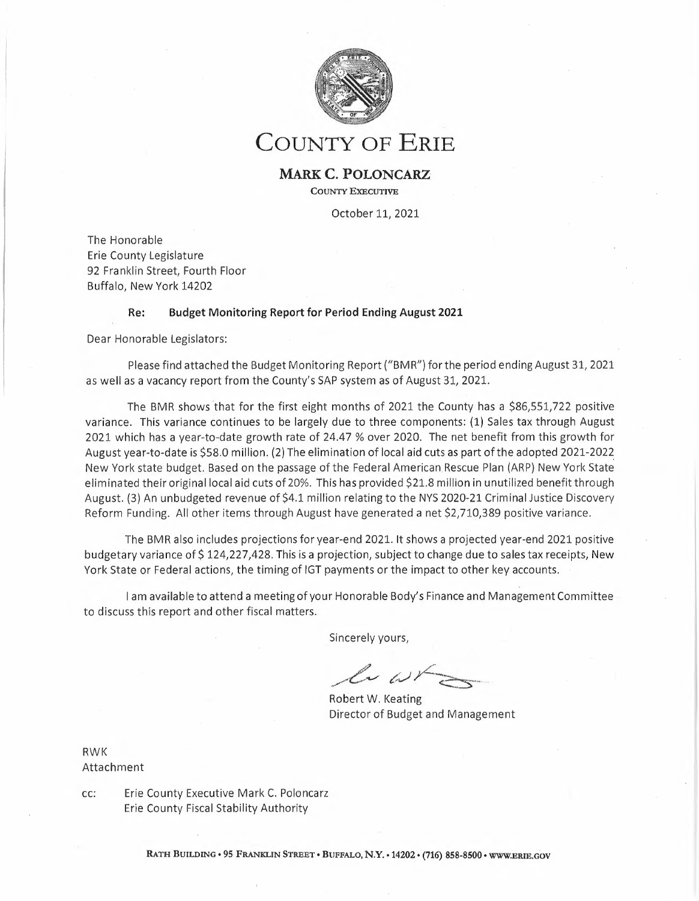# COUNTY OF ERIE

**MARK C. POLONCARZ**
COUNTY EXECUTIVE

October 11, 2021

The Honorable
Erie County Legislature
92 Franklin Street, Fourth Floor
Buffalo, New York 14202

**Re: Budget Monitoring Report for Period Ending August 2021**

Dear Honorable Legislators:

Please find attached the Budget Monitoring Report ("BMR") for the period ending August 31, 2021 as well as a vacancy report from the County's SAP system as of August 31, 2021.

The BMR shows that for the first eight months of 2021 the County has a $86,551,722 positive variance. This variance continues to be largely due to three components: (1) Sales tax through August 2021 which has a year-to-date growth rate of 24.47 % over 2020. The net benefit from this growth for August year-to-date is $58.0 million. (2) The elimination of local aid cuts as part of the adopted 2021-2022 New York state budget. Based on the passage of the Federal American Rescue Plan (ARP) New York State eliminated their original local aid cuts of 20%. This has provided $21.8 million in unutilized benefit through August. (3) An unbudgeted revenue of $4.1 million relating to the NYS 2020-21 Criminal Justice Discovery Reform Funding. All other items through August have generated a net $2,710,389 positive variance.

The BMR also includes projections for year-end 2021. It shows a projected year-end 2021 positive budgetary variance of $ 124,227,428. This is a projection, subject to change due to sales tax receipts, New York State or Federal actions, the timing of IGT payments or the impact to other key accounts.

I am available to attend a meeting of your Honorable Body's Finance and Management Committee to discuss this report and other fiscal matters.

Sincerely yours,

Robert W. Keating
Director of Budget and Management

RWK
Attachment

cc: Erie County Executive Mark C. Poloncarz
Erie County Fiscal Stability Authority

RATH BUILDING • 95 FRANKLIN STREET • BUFFALO, N.Y. • 14202 • (716) 858-8500 • WWW.ERIE.GOV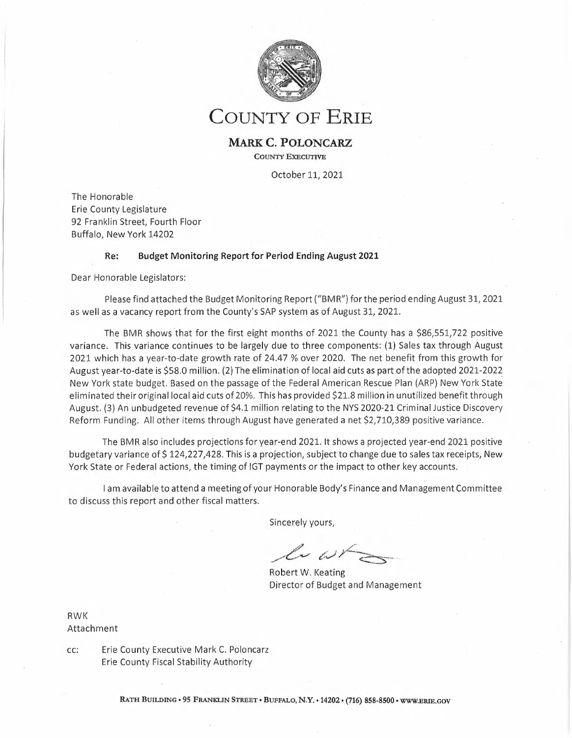# COUNTY OF ERIE

**MARK C. POLONCARZ**

COUNTY EXECUTIVE

October 11, 2021

The Honorable
Erie County Legislature
92 Franklin Street, Fourth Floor
Buffalo, New York 14202

**Re: Budget Monitoring Report for Period Ending August 2021**

Dear Honorable Legislators:

Please find attached the Budget Monitoring Report ("BMR") for the period ending August 31, 2021 as well as a vacancy report from the County's SAP system as of August 31, 2021.

The BMR shows that for the first eight months of 2021 the County has a $86,551,722 positive variance. This variance continues to be largely due to three components: (1) Sales tax through August 2021 which has a year-to-date growth rate of 24.47 % over 2020. The net benefit from this growth for August year-to-date is $58.0 million. (2) The elimination of local aid cuts as part of the adopted 2021-2022 New York state budget. Based on the passage of the Federal American Rescue Plan (ARP) New York State eliminated their original local aid cuts of 20%. This has provided $21.8 million in unutilized benefit through August. (3) An unbudgeted revenue of $4.1 million relating to the NYS 2020-21 Criminal Justice Discovery Reform Funding. All other items through August have generated a net $2,710,389 positive variance.

The BMR also includes projections for year-end 2021. It shows a projected year-end 2021 positive budgetary variance of $ 124,227,428. This is a projection, subject to change due to sales tax receipts, New York State or Federal actions, the timing of IGT payments or the impact to other key accounts.

I am available to attend a meeting of your Honorable Body's Finance and Management Committee to discuss this report and other fiscal matters.

Sincerely yours,

Robert W. Keating
Director of Budget and Management

RWK
Attachment

cc: Erie County Executive Mark C. Poloncarz
Erie County Fiscal Stability Authority

RATH BUILDING • 95 FRANKLIN STREET • BUFFALO, N.Y. • 14202 • (716) 858-8500 • WWW.ERIE.GOV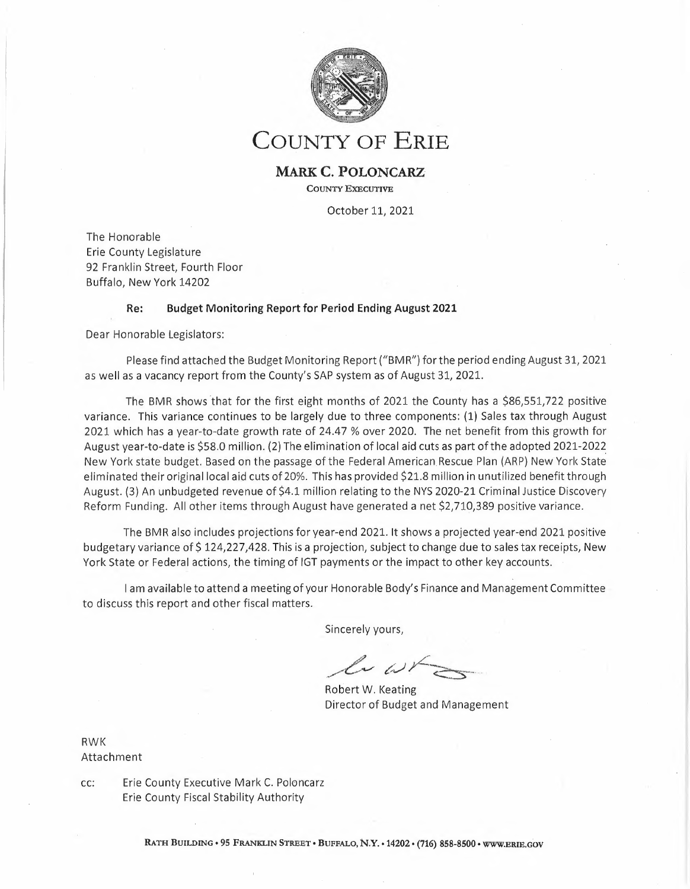# COUNTY OF ERIE

**MARK C. POLONCARZ**

COUNTY EXECUTIVE

October 11, 2021

The Honorable
Erie County Legislature
92 Franklin Street, Fourth Floor
Buffalo, New York 14202

**Re: Budget Monitoring Report for Period Ending August 2021**

Dear Honorable Legislators:

Please find attached the Budget Monitoring Report ("BMR") for the period ending August 31, 2021 as well as a vacancy report from the County's SAP system as of August 31, 2021.

The BMR shows that for the first eight months of 2021 the County has a $86,551,722 positive variance. This variance continues to be largely due to three components: (1) Sales tax through August 2021 which has a year-to-date growth rate of 24.47 % over 2020. The net benefit from this growth for August year-to-date is $58.0 million. (2) The elimination of local aid cuts as part of the adopted 2021-2022 New York state budget. Based on the passage of the Federal American Rescue Plan (ARP) New York State eliminated their original local aid cuts of 20%. This has provided $21.8 million in unutilized benefit through August. (3) An unbudgeted revenue of $4.1 million relating to the NYS 2020-21 Criminal Justice Discovery Reform Funding. All other items through August have generated a net $2,710,389 positive variance.

The BMR also includes projections for year-end 2021. It shows a projected year-end 2021 positive budgetary variance of $ 124,227,428. This is a projection, subject to change due to sales tax receipts, New York State or Federal actions, the timing of IGT payments or the impact to other key accounts.

I am available to attend a meeting of your Honorable Body's Finance and Management Committee to discuss this report and other fiscal matters.

Sincerely yours,

Robert W. Keating
Director of Budget and Management

RWK
Attachment

cc: Erie County Executive Mark C. Poloncarz
Erie County Fiscal Stability Authority

RATH BUILDING • 95 FRANKLIN STREET • BUFFALO, N.Y. • 14202 • (716) 858-8500 • WWW.ERIE.GOV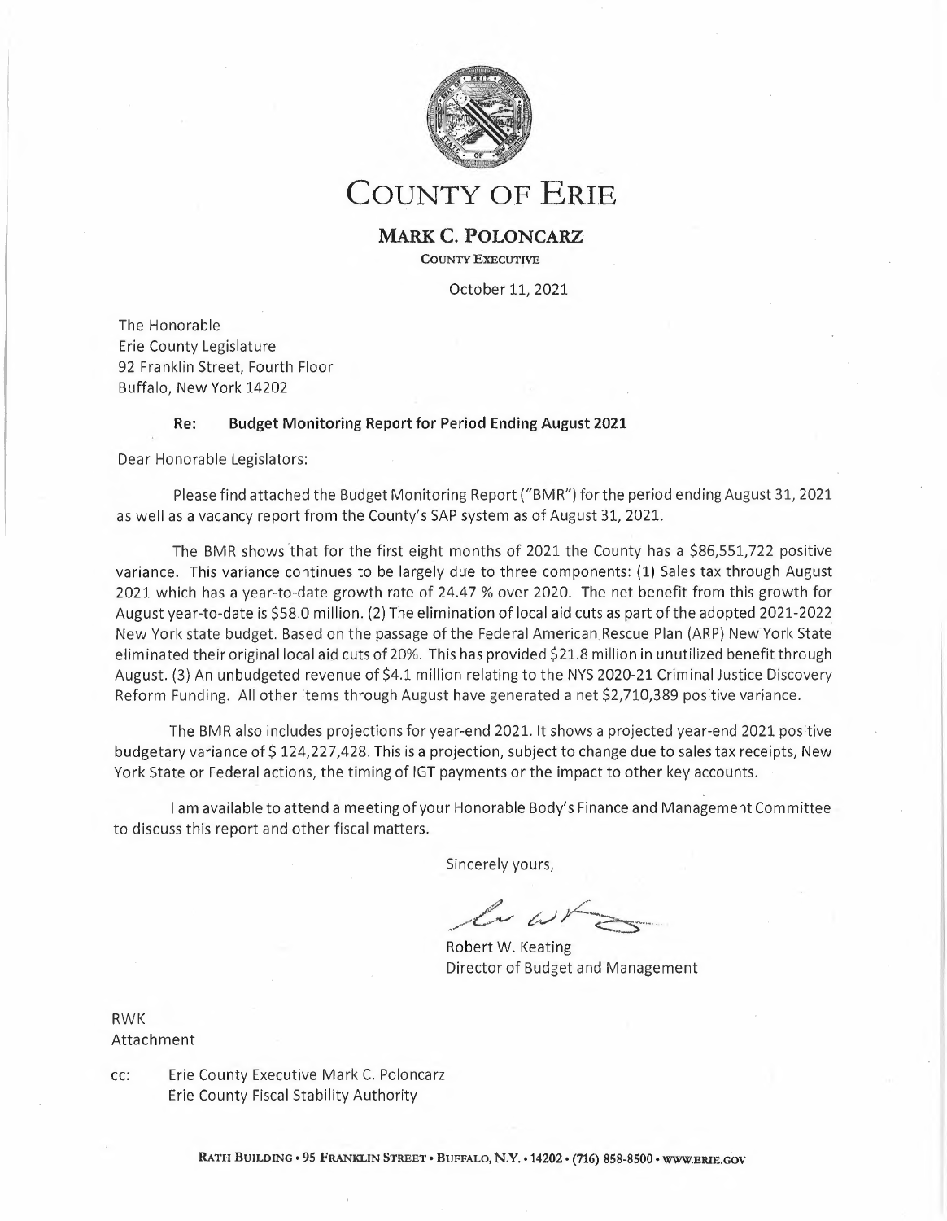# COUNTY OF ERIE

**MARK C. POLONCARZ**

COUNTY EXECUTIVE

October 11, 2021

The Honorable
Erie County Legislature
92 Franklin Street, Fourth Floor
Buffalo, New York 14202

**Re: Budget Monitoring Report for Period Ending August 2021**

Dear Honorable Legislators:

Please find attached the Budget Monitoring Report ("BMR") for the period ending August 31, 2021 as well as a vacancy report from the County's SAP system as of August 31, 2021.

The BMR shows that for the first eight months of 2021 the County has a $86,551,722 positive variance. This variance continues to be largely due to three components: (1) Sales tax through August 2021 which has a year-to-date growth rate of 24.47 % over 2020. The net benefit from this growth for August year-to-date is $58.0 million. (2) The elimination of local aid cuts as part of the adopted 2021-2022 New York state budget. Based on the passage of the Federal American Rescue Plan (ARP) New York State eliminated their original local aid cuts of 20%. This has provided $21.8 million in unutilized benefit through August. (3) An unbudgeted revenue of $4.1 million relating to the NYS 2020-21 Criminal Justice Discovery Reform Funding. All other items through August have generated a net $2,710,389 positive variance.

The BMR also includes projections for year-end 2021. It shows a projected year-end 2021 positive budgetary variance of $ 124,227,428. This is a projection, subject to change due to sales tax receipts, New York State or Federal actions, the timing of IGT payments or the impact to other key accounts.

I am available to attend a meeting of your Honorable Body's Finance and Management Committee to discuss this report and other fiscal matters.

Sincerely yours,

Robert W. Keating
Director of Budget and Management

RWK
Attachment

cc: Erie County Executive Mark C. Poloncarz
Erie County Fiscal Stability Authority

RATH BUILDING • 95 FRANKLIN STREET • BUFFALO, N.Y. • 14202 • (716) 858-8500 • WWW.ERIE.GOV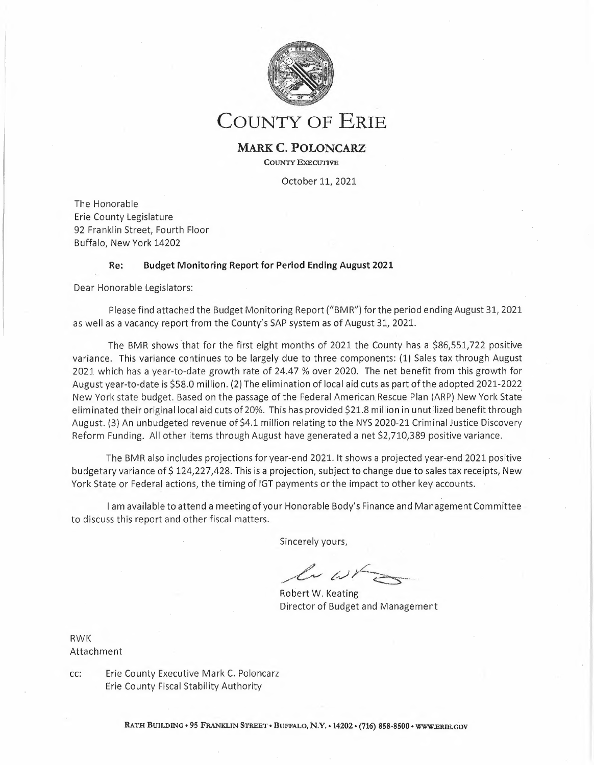# COUNTY OF ERIE

**MARK C. POLONCARZ**

COUNTY EXECUTIVE

October 11, 2021

The Honorable
Erie County Legislature
92 Franklin Street, Fourth Floor
Buffalo, New York 14202

**Re: Budget Monitoring Report for Period Ending August 2021**

Dear Honorable Legislators:

Please find attached the Budget Monitoring Report ("BMR") for the period ending August 31, 2021 as well as a vacancy report from the County's SAP system as of August 31, 2021.

The BMR shows that for the first eight months of 2021 the County has a $86,551,722 positive variance. This variance continues to be largely due to three components: (1) Sales tax through August 2021 which has a year-to-date growth rate of 24.47 % over 2020. The net benefit from this growth for August year-to-date is $58.0 million. (2) The elimination of local aid cuts as part of the adopted 2021-2022 New York state budget. Based on the passage of the Federal American Rescue Plan (ARP) New York State eliminated their original local aid cuts of 20%. This has provided $21.8 million in unutilized benefit through August. (3) An unbudgeted revenue of $4.1 million relating to the NYS 2020-21 Criminal Justice Discovery Reform Funding. All other items through August have generated a net $2,710,389 positive variance.

The BMR also includes projections for year-end 2021. It shows a projected year-end 2021 positive budgetary variance of $ 124,227,428. This is a projection, subject to change due to sales tax receipts, New York State or Federal actions, the timing of IGT payments or the impact to other key accounts.

I am available to attend a meeting of your Honorable Body's Finance and Management Committee to discuss this report and other fiscal matters.

Sincerely yours,

Robert W. Keating
Director of Budget and Management

RWK
Attachment

cc: Erie County Executive Mark C. Poloncarz
Erie County Fiscal Stability Authority

RATH BUILDING • 95 FRANKLIN STREET • BUFFALO, N.Y. • 14202 • (716) 858-8500 • WWW.ERIE.GOV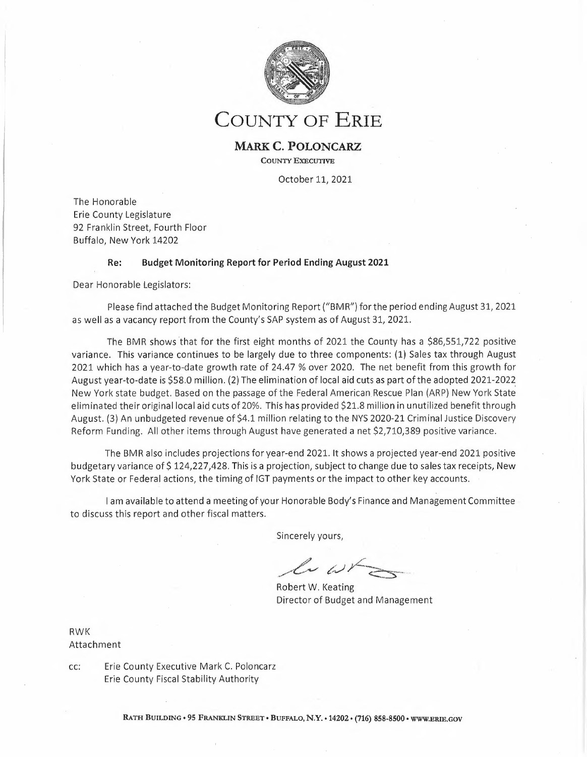# COUNTY OF ERIE

**MARK C. POLONCARZ**

COUNTY EXECUTIVE

October 11, 2021

The Honorable
Erie County Legislature
92 Franklin Street, Fourth Floor
Buffalo, New York 14202

**Re: Budget Monitoring Report for Period Ending August 2021**

Dear Honorable Legislators:

Please find attached the Budget Monitoring Report ("BMR") for the period ending August 31, 2021 as well as a vacancy report from the County's SAP system as of August 31, 2021.

The BMR shows that for the first eight months of 2021 the County has a $86,551,722 positive variance. This variance continues to be largely due to three components: (1) Sales tax through August 2021 which has a year-to-date growth rate of 24.47 % over 2020. The net benefit from this growth for August year-to-date is $58.0 million. (2) The elimination of local aid cuts as part of the adopted 2021-2022 New York state budget. Based on the passage of the Federal American Rescue Plan (ARP) New York State eliminated their original local aid cuts of 20%. This has provided $21.8 million in unutilized benefit through August. (3) An unbudgeted revenue of $4.1 million relating to the NYS 2020-21 Criminal Justice Discovery Reform Funding. All other items through August have generated a net $2,710,389 positive variance.

The BMR also includes projections for year-end 2021. It shows a projected year-end 2021 positive budgetary variance of $ 124,227,428. This is a projection, subject to change due to sales tax receipts, New York State or Federal actions, the timing of IGT payments or the impact to other key accounts.

I am available to attend a meeting of your Honorable Body's Finance and Management Committee to discuss this report and other fiscal matters.

Sincerely yours,

Robert W. Keating
Director of Budget and Management

RWK
Attachment

cc: Erie County Executive Mark C. Poloncarz
Erie County Fiscal Stability Authority

RATH BUILDING • 95 FRANKLIN STREET • BUFFALO, N.Y. • 14202 • (716) 858-8500 • WWW.ERIE.GOV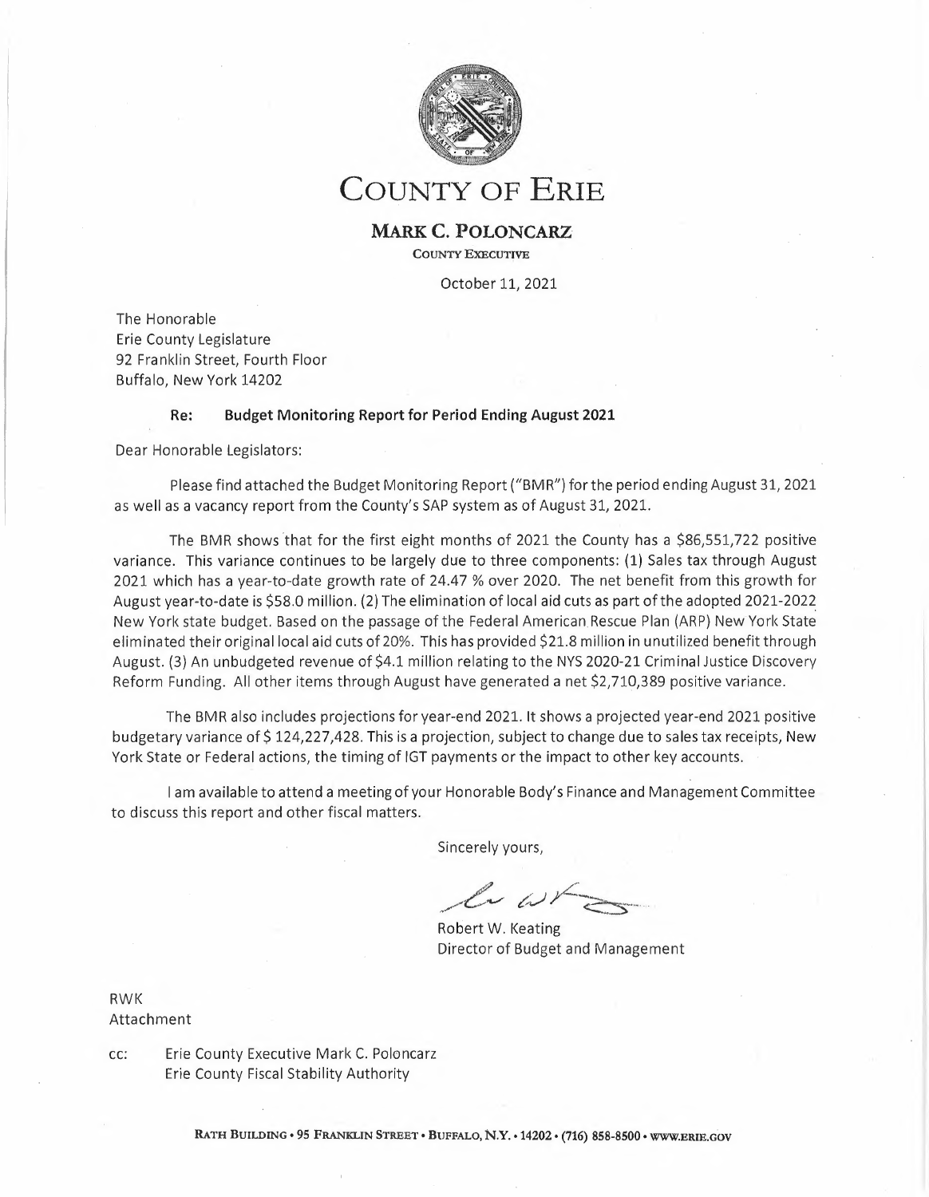# COUNTY OF ERIE

**MARK C. POLONCARZ**

COUNTY EXECUTIVE

October 11, 2021

The Honorable
Erie County Legislature
92 Franklin Street, Fourth Floor
Buffalo, New York 14202

**Re: Budget Monitoring Report for Period Ending August 2021**

Dear Honorable Legislators:

Please find attached the Budget Monitoring Report ("BMR") for the period ending August 31, 2021 as well as a vacancy report from the County's SAP system as of August 31, 2021.

The BMR shows that for the first eight months of 2021 the County has a $86,551,722 positive variance. This variance continues to be largely due to three components: (1) Sales tax through August 2021 which has a year-to-date growth rate of 24.47 % over 2020. The net benefit from this growth for August year-to-date is $58.0 million. (2) The elimination of local aid cuts as part of the adopted 2021-2022 New York state budget. Based on the passage of the Federal American Rescue Plan (ARP) New York State eliminated their original local aid cuts of 20%. This has provided $21.8 million in unutilized benefit through August. (3) An unbudgeted revenue of $4.1 million relating to the NYS 2020-21 Criminal Justice Discovery Reform Funding. All other items through August have generated a net $2,710,389 positive variance.

The BMR also includes projections for year-end 2021. It shows a projected year-end 2021 positive budgetary variance of $ 124,227,428. This is a projection, subject to change due to sales tax receipts, New York State or Federal actions, the timing of IGT payments or the impact to other key accounts.

I am available to attend a meeting of your Honorable Body's Finance and Management Committee to discuss this report and other fiscal matters.

Sincerely yours,

Robert W. Keating
Director of Budget and Management

RWK
Attachment

cc: Erie County Executive Mark C. Poloncarz
Erie County Fiscal Stability Authority

RATH BUILDING • 95 FRANKLIN STREET • BUFFALO, N.Y. • 14202 • (716) 858-8500 • WWW.ERIE.GOV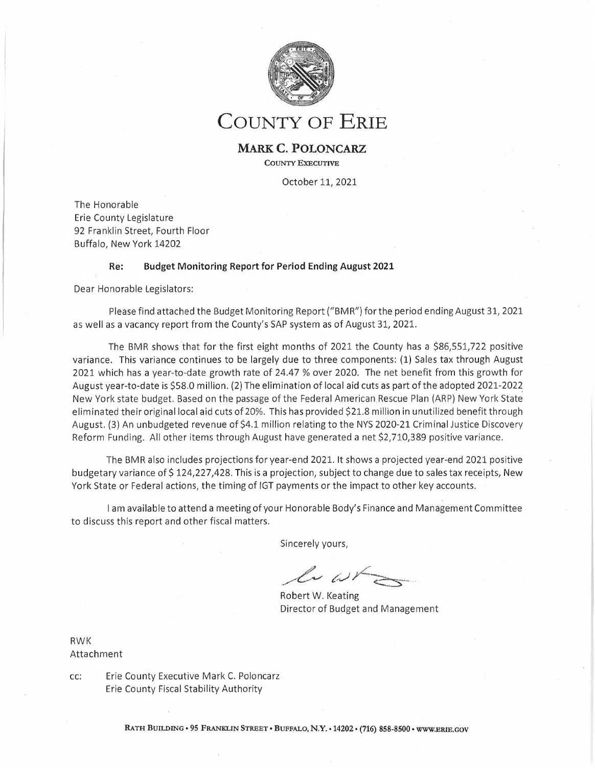# COUNTY OF ERIE

**MARK C. POLONCARZ**

COUNTY EXECUTIVE

October 11, 2021

The Honorable
Erie County Legislature
92 Franklin Street, Fourth Floor
Buffalo, New York 14202

**Re: Budget Monitoring Report for Period Ending August 2021**

Dear Honorable Legislators:

Please find attached the Budget Monitoring Report ("BMR") for the period ending August 31, 2021 as well as a vacancy report from the County's SAP system as of August 31, 2021.

The BMR shows that for the first eight months of 2021 the County has a $86,551,722 positive variance. This variance continues to be largely due to three components: (1) Sales tax through August 2021 which has a year-to-date growth rate of 24.47 % over 2020. The net benefit from this growth for August year-to-date is $58.0 million. (2) The elimination of local aid cuts as part of the adopted 2021-2022 New York state budget. Based on the passage of the Federal American Rescue Plan (ARP) New York State eliminated their original local aid cuts of 20%. This has provided $21.8 million in unutilized benefit through August. (3) An unbudgeted revenue of $4.1 million relating to the NYS 2020-21 Criminal Justice Discovery Reform Funding. All other items through August have generated a net $2,710,389 positive variance.

The BMR also includes projections for year-end 2021. It shows a projected year-end 2021 positive budgetary variance of $ 124,227,428. This is a projection, subject to change due to sales tax receipts, New York State or Federal actions, the timing of IGT payments or the impact to other key accounts.

I am available to attend a meeting of your Honorable Body's Finance and Management Committee to discuss this report and other fiscal matters.

Sincerely yours,

Robert W. Keating
Director of Budget and Management

RWK
Attachment

cc: Erie County Executive Mark C. Poloncarz
Erie County Fiscal Stability Authority

RATH BUILDING • 95 FRANKLIN STREET • BUFFALO, N.Y. • 14202 • (716) 858-8500 • WWW.ERIE.GOV